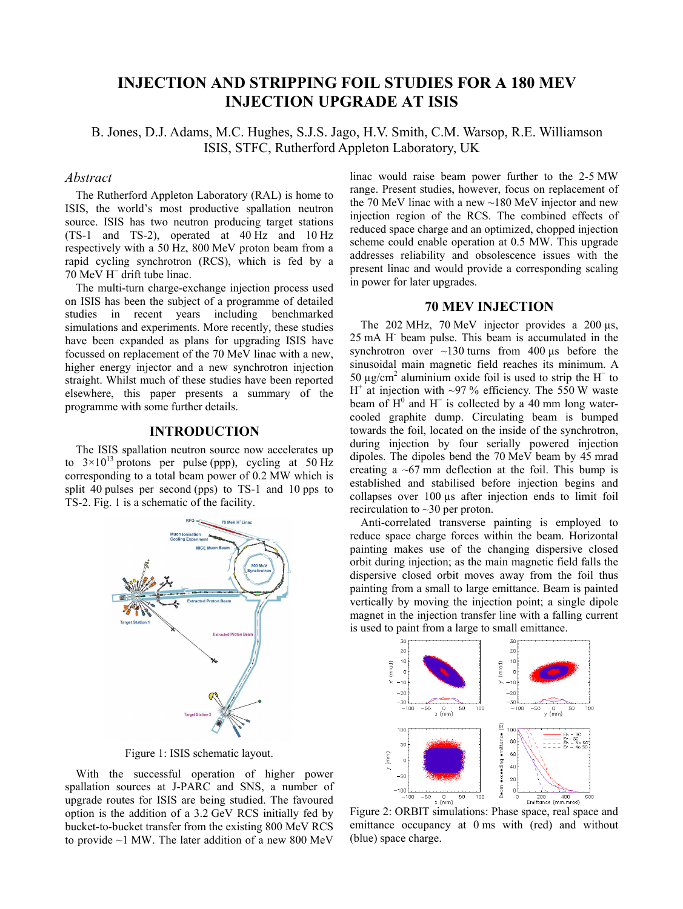# INJECTION AND STRIPPING FOIL STUDIES FOR A 180 MEV INJECTION UPGRADE AT ISIS

B. Jones, D.J. Adams, M.C. Hughes, S.J.S. Jago, H.V. Smith, C.M. Warsop, R.E. Williamson
ISIS, STFC, Rutherford Appleton Laboratory, UK

## *Abstract*

The Rutherford Appleton Laboratory (RAL) is home to ISIS, the world's most productive spallation neutron source. ISIS has two neutron producing target stations (TS-1 and TS-2), operated at 40 Hz and 10 Hz respectively with a 50 Hz, 800 MeV proton beam from a rapid cycling synchrotron (RCS), which is fed by a 70 MeV $H^-$ drift tube linac.

The multi-turn charge-exchange injection process used on ISIS has been the subject of a programme of detailed studies in recent years including benchmarked simulations and experiments. More recently, these studies have been expanded as plans for upgrading ISIS have focussed on replacement of the 70 MeV linac with a new, higher energy injector and a new synchrotron injection straight. Whilst much of these studies have been reported elsewhere, this paper presents a summary of the programme with some further details.

## INTRODUCTION

The ISIS spallation neutron source now accelerates up to $3\times10^{13}$ protons per pulse (ppp), cycling at 50 Hz corresponding to a total beam power of 0.2 MW which is split 40 pulses per second (pps) to TS-1 and 10 pps to TS-2. Fig. 1 is a schematic of the facility.

Figure 1: ISIS schematic layout.

With the successful operation of higher power spallation sources at J-PARC and SNS, a number of upgrade routes for ISIS are being studied. The favoured option is the addition of a 3.2 GeV RCS initially fed by bucket-to-bucket transfer from the existing 800 MeV RCS to provide ~1 MW. The later addition of a new 800 MeV linac would raise beam power further to the 2-5 MW range. Present studies, however, focus on replacement of the 70 MeV linac with a new ~180 MeV injector and new injection region of the RCS. The combined effects of reduced space charge and an optimized, chopped injection scheme could enable operation at 0.5 MW. This upgrade addresses reliability and obsolescence issues with the present linac and would provide a corresponding scaling in power for later upgrades.

## 70 MEV INJECTION

The 202 MHz, 70 MeV injector provides a 200 µs, 25 mA $H^-$ beam pulse. This beam is accumulated in the synchrotron over ~130 turns from 400 µs before the sinusoidal main magnetic field reaches its minimum. A 50 µg/cm$^2$ aluminium oxide foil is used to strip the $H^-$ to $H^+$ at injection with ~97 % efficiency. The 550 W waste beam of $H^0$ and $H^-$ is collected by a 40 mm long water-cooled graphite dump. Circulating beam is bumped towards the foil, located on the inside of the synchrotron, during injection by four serially powered injection dipoles. The dipoles bend the 70 MeV beam by 45 mrad creating a ~67 mm deflection at the foil. This bump is established and stabilised before injection begins and collapses over 100 µs after injection ends to limit foil recirculation to ~30 per proton.

Anti-correlated transverse painting is employed to reduce space charge forces within the beam. Horizontal painting makes use of the changing dispersive closed orbit during injection; as the main magnetic field falls the dispersive closed orbit moves away from the foil thus painting from a small to large emittance. Beam is painted vertically by moving the injection point; a single dipole magnet in the injection transfer line with a falling current is used to paint from a large to small emittance.

Figure 2: ORBIT simulations: Phase space, real space and emittance occupancy at 0 ms with (red) and without (blue) space charge.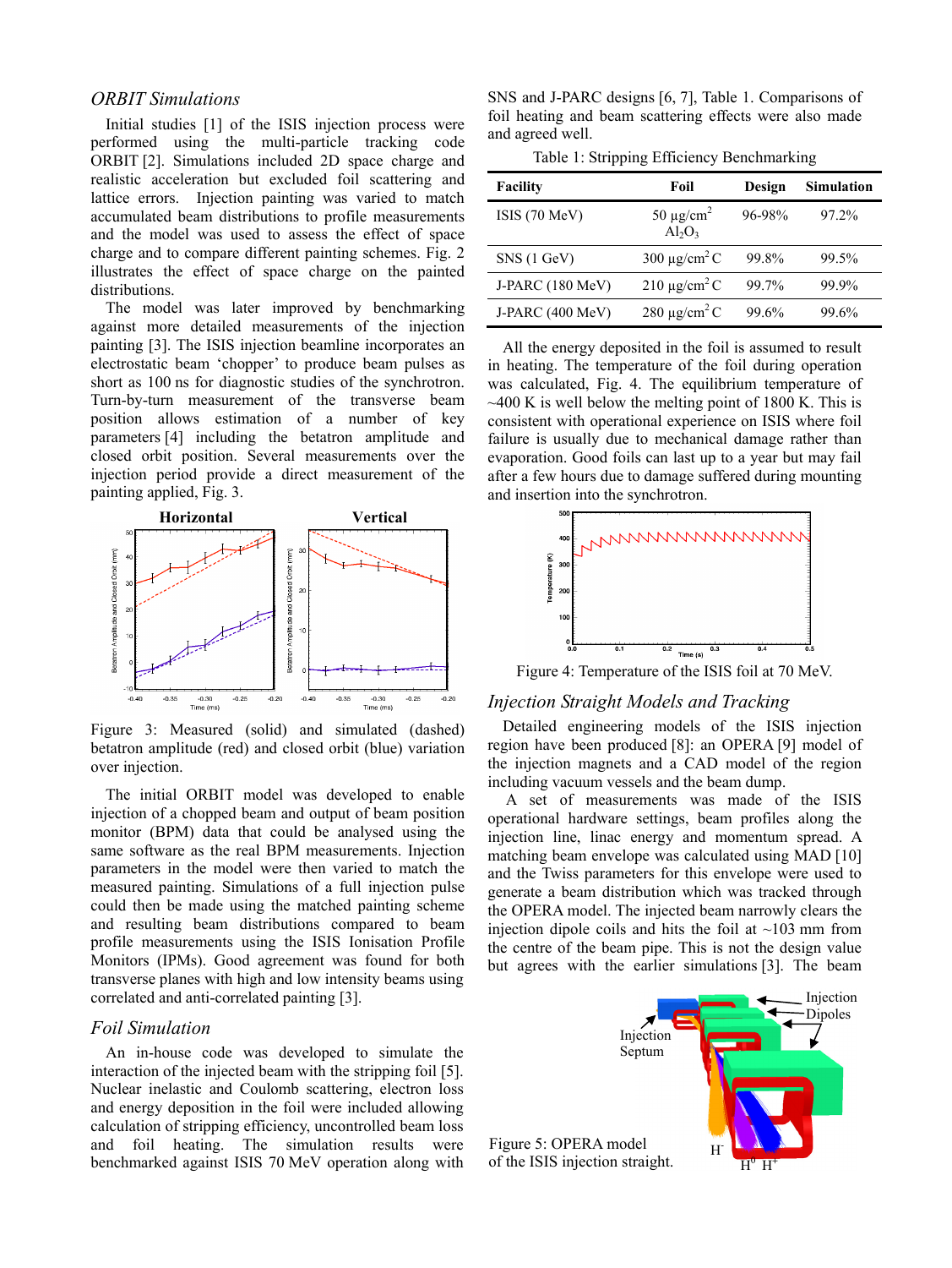### *ORBIT Simulations*

Initial studies [1] of the ISIS injection process were performed using the multi-particle tracking code ORBIT [2]. Simulations included 2D space charge and realistic acceleration but excluded foil scattering and lattice errors. Injection painting was varied to match accumulated beam distributions to profile measurements and the model was used to assess the effect of space charge and to compare different painting schemes. Fig. 2 illustrates the effect of space charge on the painted distributions.

The model was later improved by benchmarking against more detailed measurements of the injection painting [3]. The ISIS injection beamline incorporates an electrostatic beam 'chopper' to produce beam pulses as short as 100 ns for diagnostic studies of the synchrotron. Turn-by-turn measurement of the transverse beam position allows estimation of a number of key parameters [4] including the betatron amplitude and closed orbit position. Several measurements over the injection period provide a direct measurement of the painting applied, Fig. 3.

Figure 3: Measured (solid) and simulated (dashed) betatron amplitude (red) and closed orbit (blue) variation over injection.

The initial ORBIT model was developed to enable injection of a chopped beam and output of beam position monitor (BPM) data that could be analysed using the same software as the real BPM measurements. Injection parameters in the model were then varied to match the measured painting. Simulations of a full injection pulse could then be made using the matched painting scheme and resulting beam distributions compared to beam profile measurements using the ISIS Ionisation Profile Monitors (IPMs). Good agreement was found for both transverse planes with high and low intensity beams using correlated and anti-correlated painting [3].

### *Foil Simulation*

An in-house code was developed to simulate the interaction of the injected beam with the stripping foil [5]. Nuclear inelastic and Coulomb scattering, electron loss and energy deposition in the foil were included allowing calculation of stripping efficiency, uncontrolled beam loss and foil heating. The simulation results were benchmarked against ISIS 70 MeV operation along with SNS and J-PARC designs [6, 7], Table 1. Comparisons of foil heating and beam scattering effects were also made and agreed well.

Table 1: Stripping Efficiency Benchmarking

| Facility | Foil | Design | Simulation |
|---|---|---|---|
| ISIS (70 MeV) | 50 μg/cm$^2$ $Al_2O_3$ | 96-98% | 97.2% |
| SNS (1 GeV) | 300 μg/cm$^2$ C | 99.8% | 99.5% |
| J-PARC (180 MeV) | 210 μg/cm$^2$ C | 99.7% | 99.9% |
| J-PARC (400 MeV) | 280 μg/cm$^2$ C | 99.6% | 99.6% |

All the energy deposited in the foil is assumed to result in heating. The temperature of the foil during operation was calculated, Fig. 4. The equilibrium temperature of ~400 K is well below the melting point of 1800 K. This is consistent with operational experience on ISIS where foil failure is usually due to mechanical damage rather than evaporation. Good foils can last up to a year but may fail after a few hours due to damage suffered during mounting and insertion into the synchrotron.

Figure 4: Temperature of the ISIS foil at 70 MeV.

### *Injection Straight Models and Tracking*

Detailed engineering models of the ISIS injection region have been produced [8]: an OPERA [9] model of the injection magnets and a CAD model of the region including vacuum vessels and the beam dump.

A set of measurements was made of the ISIS operational hardware settings, beam profiles along the injection line, linac energy and momentum spread. A matching beam envelope was calculated using MAD [10] and the Twiss parameters for this envelope were used to generate a beam distribution which was tracked through the OPERA model. The injected beam narrowly clears the injection dipole coils and hits the foil at ~103 mm from the centre of the beam pipe. This is not the design value but agrees with the earlier simulations [3]. The beam

Figure 5: OPERA model of the ISIS injection straight.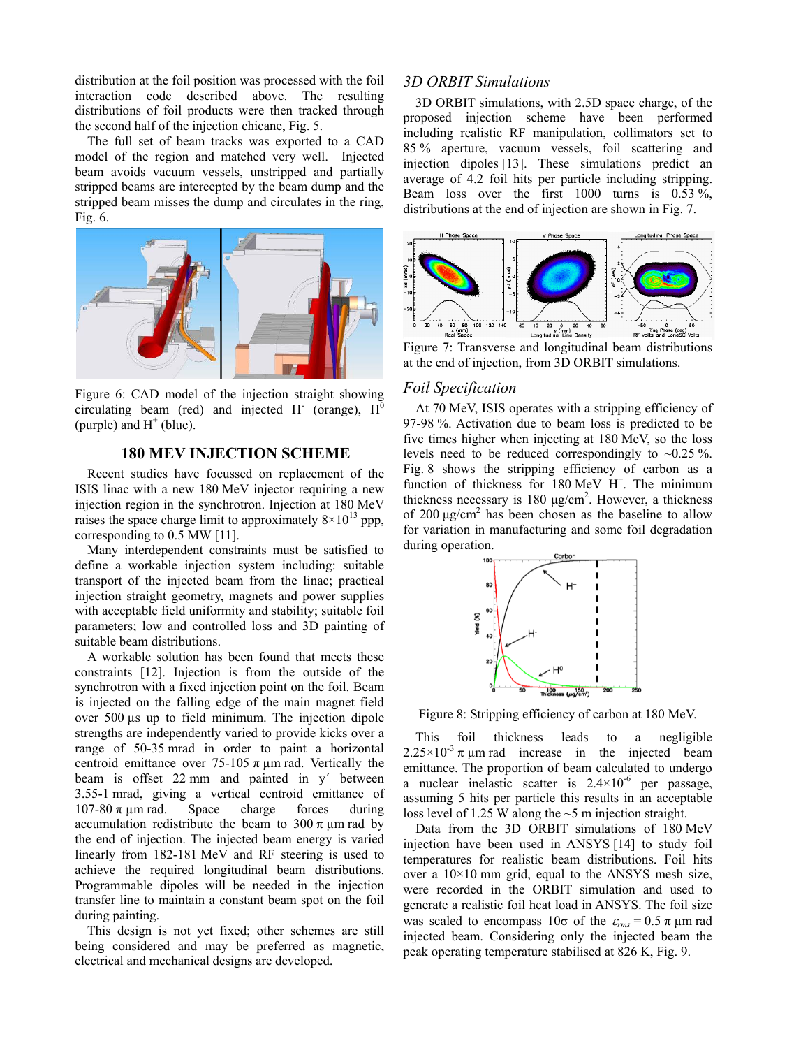distribution at the foil position was processed with the foil interaction code described above. The resulting distributions of foil products were then tracked through the second half of the injection chicane, Fig. 5.

The full set of beam tracks was exported to a CAD model of the region and matched very well. Injected beam avoids vacuum vessels, unstripped and partially stripped beams are intercepted by the beam dump and the stripped beam misses the dump and circulates in the ring, Fig. 6.

Figure 6: CAD model of the injection straight showing circulating beam (red) and injected $H^-$ (orange), $H^0$ (purple) and $H^+$ (blue).

## 180 MEV INJECTION SCHEME

Recent studies have focussed on replacement of the ISIS linac with a new 180 MeV injector requiring a new injection region in the synchrotron. Injection at 180 MeV raises the space charge limit to approximately $8\times10^{13}$ ppp, corresponding to 0.5 MW [11].

Many interdependent constraints must be satisfied to define a workable injection system including: suitable transport of the injected beam from the linac; practical injection straight geometry, magnets and power supplies with acceptable field uniformity and stability; suitable foil parameters; low and controlled loss and 3D painting of suitable beam distributions.

A workable solution has been found that meets these constraints [12]. Injection is from the outside of the synchrotron with a fixed injection point on the foil. Beam is injected on the falling edge of the main magnet field over 500 µs up to field minimum. The injection dipole strengths are independently varied to provide kicks over a range of 50-35 mrad in order to paint a horizontal centroid emittance over 75-105 π µm rad. Vertically the beam is offset 22 mm and painted in y′ between 3.55-1 mrad, giving a vertical centroid emittance of 107-80 π µm rad. Space charge forces during accumulation redistribute the beam to 300 π µm rad by the end of injection. The injected beam energy is varied linearly from 182-181 MeV and RF steering is used to achieve the required longitudinal beam distributions. Programmable dipoles will be needed in the injection transfer line to maintain a constant beam spot on the foil during painting.

This design is not yet fixed; other schemes are still being considered and may be preferred as magnetic, electrical and mechanical designs are developed.

### *3D ORBIT Simulations*

3D ORBIT simulations, with 2.5D space charge, of the proposed injection scheme have been performed including realistic RF manipulation, collimators set to 85 % aperture, vacuum vessels, foil scattering and injection dipoles [13]. These simulations predict an average of 4.2 foil hits per particle including stripping. Beam loss over the first 1000 turns is 0.53 %, distributions at the end of injection are shown in Fig. 7.

Figure 7: Transverse and longitudinal beam distributions at the end of injection, from 3D ORBIT simulations.

### *Foil Specification*

At 70 MeV, ISIS operates with a stripping efficiency of 97-98 %. Activation due to beam loss is predicted to be five times higher when injecting at 180 MeV, so the loss levels need to be reduced correspondingly to ~0.25 %. Fig. 8 shows the stripping efficiency of carbon as a function of thickness for 180 MeV $H^-$. The minimum thickness necessary is 180 µg/cm$^2$. However, a thickness of 200 µg/cm$^2$ has been chosen as the baseline to allow for variation in manufacturing and some foil degradation during operation.

Figure 8: Stripping efficiency of carbon at 180 MeV.

This foil thickness leads to a negligible $2.25\times10^{-3}$ π µm rad increase in the injected beam emittance. The proportion of beam calculated to undergo a nuclear inelastic scatter is $2.4\times10^{-6}$ per passage, assuming 5 hits per particle this results in an acceptable loss level of 1.25 W along the ~5 m injection straight.

Data from the 3D ORBIT simulations of 180 MeV injection have been used in ANSYS [14] to study foil temperatures for realistic beam distributions. Foil hits over a 10×10 mm grid, equal to the ANSYS mesh size, were recorded in the ORBIT simulation and used to generate a realistic foil heat load in ANSYS. The foil size was scaled to encompass 10σ of the $\varepsilon_{rms}$ = 0.5 π µm rad injected beam. Considering only the injected beam the peak operating temperature stabilised at 826 K, Fig. 9.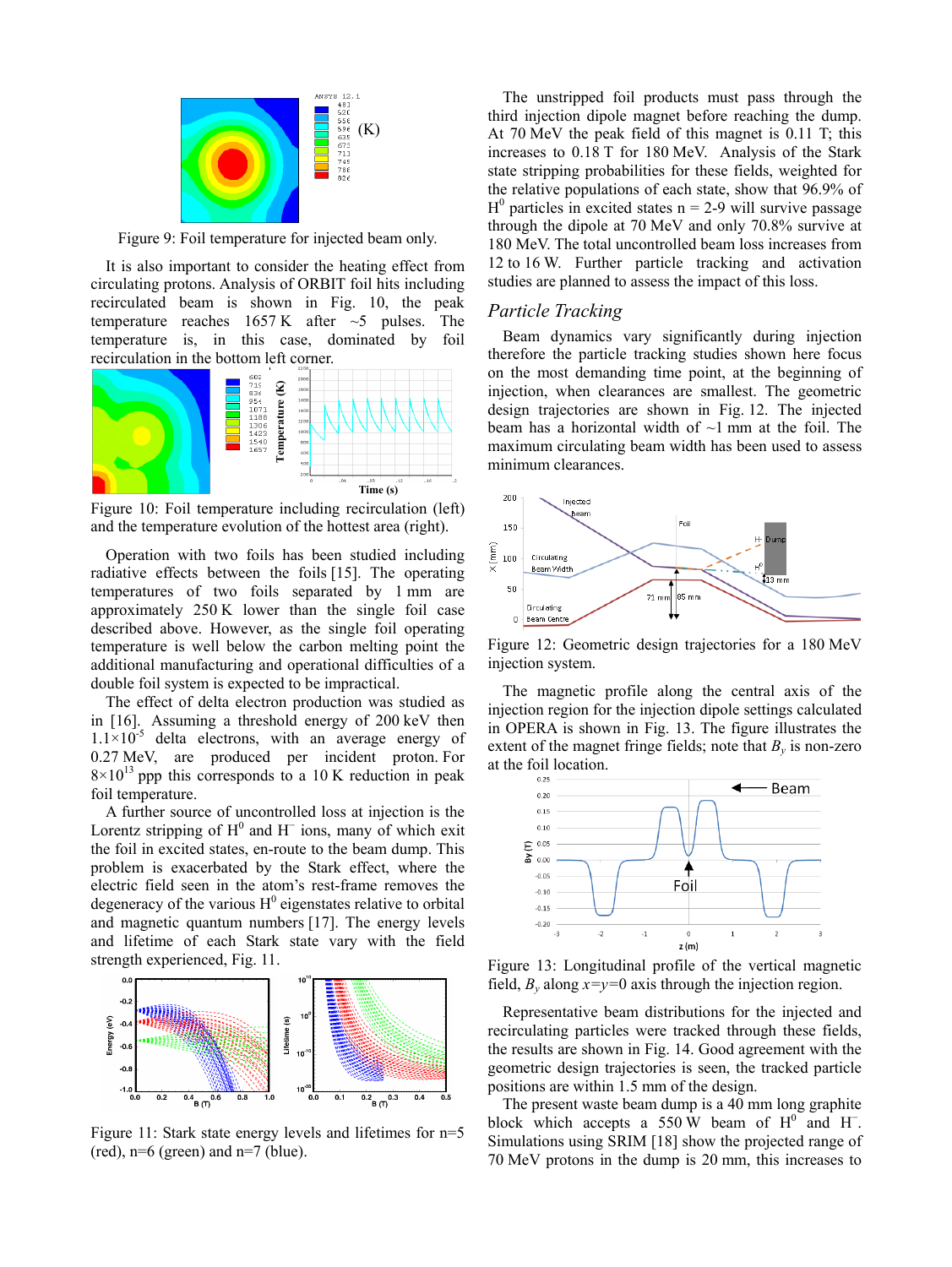Figure 9: Foil temperature for injected beam only.

It is also important to consider the heating effect from circulating protons. Analysis of ORBIT foil hits including recirculated beam is shown in Fig. 10, the peak temperature reaches 1657 K after ~5 pulses. The temperature is, in this case, dominated by foil recirculation in the bottom left corner.

Figure 10: Foil temperature including recirculation (left) and the temperature evolution of the hottest area (right).

Operation with two foils has been studied including radiative effects between the foils [15]. The operating temperatures of two foils separated by 1 mm are approximately 250 K lower than the single foil case described above. However, as the single foil operating temperature is well below the carbon melting point the additional manufacturing and operational difficulties of a double foil system is expected to be impractical.

The effect of delta electron production was studied as in [16]. Assuming a threshold energy of 200 keV then $1.1\times10^{-5}$ delta electrons, with an average energy of 0.27 MeV, are produced per incident proton. For $8\times10^{13}$ ppp this corresponds to a 10 K reduction in peak foil temperature.

A further source of uncontrolled loss at injection is the Lorentz stripping of $H^0$ and $H^-$ ions, many of which exit the foil in excited states, en-route to the beam dump. This problem is exacerbated by the Stark effect, where the electric field seen in the atom's rest-frame removes the degeneracy of the various $H^0$ eigenstates relative to orbital and magnetic quantum numbers [17]. The energy levels and lifetime of each Stark state vary with the field strength experienced, Fig. 11.

Figure 11: Stark state energy levels and lifetimes for n=5 (red), n=6 (green) and n=7 (blue).

The unstripped foil products must pass through the third injection dipole magnet before reaching the dump. At 70 MeV the peak field of this magnet is 0.11 T; this increases to 0.18 T for 180 MeV. Analysis of the Stark state stripping probabilities for these fields, weighted for the relative populations of each state, show that 96.9% of $H^0$ particles in excited states n = 2-9 will survive passage through the dipole at 70 MeV and only 70.8% survive at 180 MeV. The total uncontrolled beam loss increases from 12 to 16 W. Further particle tracking and activation studies are planned to assess the impact of this loss.

## *Particle Tracking*

Beam dynamics vary significantly during injection therefore the particle tracking studies shown here focus on the most demanding time point, at the beginning of injection, when clearances are smallest. The geometric design trajectories are shown in Fig. 12. The injected beam has a horizontal width of ~1 mm at the foil. The maximum circulating beam width has been used to assess minimum clearances.

Figure 12: Geometric design trajectories for a 180 MeV injection system.

The magnetic profile along the central axis of the injection region for the injection dipole settings calculated in OPERA is shown in Fig. 13. The figure illustrates the extent of the magnet fringe fields; note that $B_y$ is non-zero at the foil location.

Figure 13: Longitudinal profile of the vertical magnetic field, $B_y$ along $x$=$y$=0 axis through the injection region.

Representative beam distributions for the injected and recirculating particles were tracked through these fields, the results are shown in Fig. 14. Good agreement with the geometric design trajectories is seen, the tracked particle positions are within 1.5 mm of the design.

The present waste beam dump is a 40 mm long graphite block which accepts a 550 W beam of $H^0$ and $H^-$. Simulations using SRIM [18] show the projected range of 70 MeV protons in the dump is 20 mm, this increases to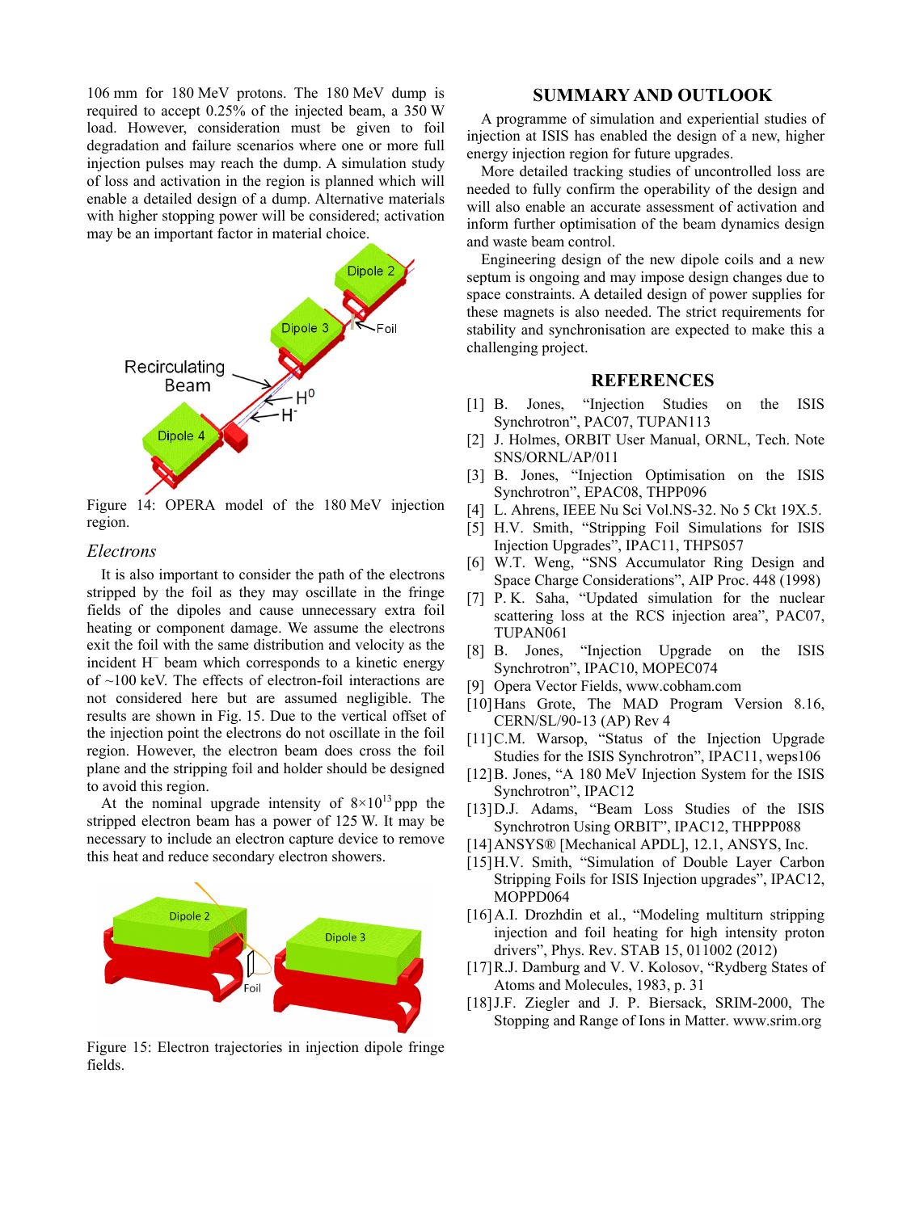106 mm for 180 MeV protons. The 180 MeV dump is required to accept 0.25% of the injected beam, a 350 W load. However, consideration must be given to foil degradation and failure scenarios where one or more full injection pulses may reach the dump. A simulation study of loss and activation in the region is planned which will enable a detailed design of a dump. Alternative materials with higher stopping power will be considered; activation may be an important factor in material choice.

Dipole 2

Dipole 3

Foil

Recirculating Beam

$H^0$

$H^-$

Dipole 4

Figure 14: OPERA model of the 180 MeV injection region.

### *Electrons*

It is also important to consider the path of the electrons stripped by the foil as they may oscillate in the fringe fields of the dipoles and cause unnecessary extra foil heating or component damage. We assume the electrons exit the foil with the same distribution and velocity as the incident $H^-$ beam which corresponds to a kinetic energy of ~100 keV. The effects of electron-foil interactions are not considered here but are assumed negligible. The results are shown in Fig. 15. Due to the vertical offset of the injection point the electrons do not oscillate in the foil region. However, the electron beam does cross the foil plane and the stripping foil and holder should be designed to avoid this region.

At the nominal upgrade intensity of $8{\times}10^{13}$ ppp the stripped electron beam has a power of 125 W. It may be necessary to include an electron capture device to remove this heat and reduce secondary electron showers.

Dipole 2

Foil

Dipole 3

Figure 15: Electron trajectories in injection dipole fringe fields.

## SUMMARY AND OUTLOOK

A programme of simulation and experiential studies of injection at ISIS has enabled the design of a new, higher energy injection region for future upgrades.

More detailed tracking studies of uncontrolled loss are needed to fully confirm the operability of the design and will also enable an accurate assessment of activation and inform further optimisation of the beam dynamics design and waste beam control.

Engineering design of the new dipole coils and a new septum is ongoing and may impose design changes due to space constraints. A detailed design of power supplies for these magnets is also needed. The strict requirements for stability and synchronisation are expected to make this a challenging project.

## REFERENCES

[1] B. Jones, “Injection Studies on the ISIS Synchrotron”, PAC07, TUPAN113

[2] J. Holmes, ORBIT User Manual, ORNL, Tech. Note SNS/ORNL/AP/011

[3] B. Jones, “Injection Optimisation on the ISIS Synchrotron”, EPAC08, THPP096

[4] L. Ahrens, IEEE Nu Sci Vol.NS-32. No 5 Ckt 19X.5.

[5] H.V. Smith, “Stripping Foil Simulations for ISIS Injection Upgrades”, IPAC11, THPS057

[6] W.T. Weng, “SNS Accumulator Ring Design and Space Charge Considerations”, AIP Proc. 448 (1998)

[7] P. K. Saha, “Updated simulation for the nuclear scattering loss at the RCS injection area”, PAC07, TUPAN061

[8] B. Jones, “Injection Upgrade on the ISIS Synchrotron”, IPAC10, MOPEC074

[9] Opera Vector Fields, www.cobham.com

[10] Hans Grote, The MAD Program Version 8.16, CERN/SL/90-13 (AP) Rev 4

[11] C.M. Warsop, “Status of the Injection Upgrade Studies for the ISIS Synchrotron”, IPAC11, weps106

[12] B. Jones, “A 180 MeV Injection System for the ISIS Synchrotron”, IPAC12

[13] D.J. Adams, “Beam Loss Studies of the ISIS Synchrotron Using ORBIT”, IPAC12, THPPP088

[14] ANSYS® [Mechanical APDL], 12.1, ANSYS, Inc.

[15] H.V. Smith, “Simulation of Double Layer Carbon Stripping Foils for ISIS Injection upgrades”, IPAC12, MOPPD064

[16] A.I. Drozhdin et al., “Modeling multiturn stripping injection and foil heating for high intensity proton drivers”, Phys. Rev. STAB 15, 011002 (2012)

[17] R.J. Damburg and V. V. Kolosov, “Rydberg States of Atoms and Molecules, 1983, p. 31

[18] J.F. Ziegler and J. P. Biersack, SRIM-2000, The Stopping and Range of Ions in Matter. www.srim.org